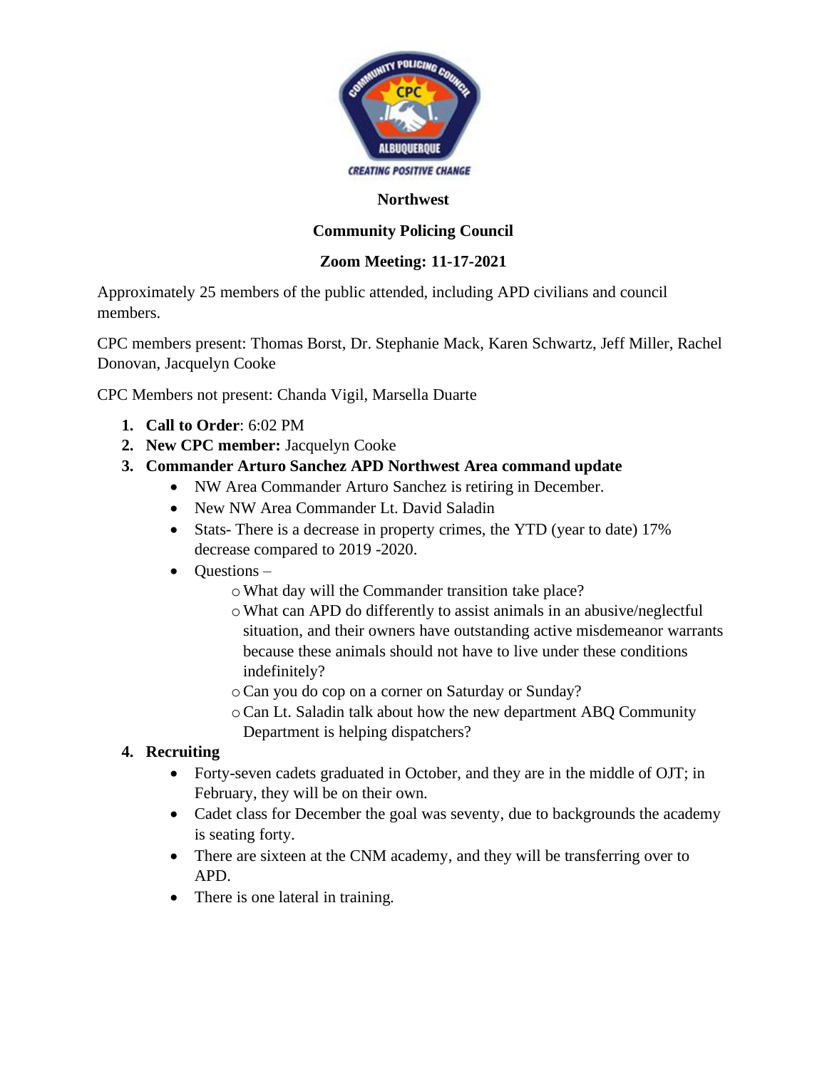**Northwest**

**Community Policing Council**

**Zoom Meeting: 11-17-2021**

Approximately 25 members of the public attended, including APD civilians and council members.

CPC members present: Thomas Borst, Dr. Stephanie Mack, Karen Schwartz, Jeff Miller, Rachel Donovan, Jacquelyn Cooke

CPC Members not present: Chanda Vigil, Marsella Duarte

1. **Call to Order**: 6:02 PM
2. **New CPC member:** Jacquelyn Cooke
3. **Commander Arturo Sanchez APD Northwest Area command update**
   - NW Area Commander Arturo Sanchez is retiring in December.
   - New NW Area Commander Lt. David Saladin
   - Stats- There is a decrease in property crimes, the YTD (year to date) 17% decrease compared to 2019 -2020.
   - Questions –
     - What day will the Commander transition take place?
     - What can APD do differently to assist animals in an abusive/neglectful situation, and their owners have outstanding active misdemeanor warrants because these animals should not have to live under these conditions indefinitely?
     - Can you do cop on a corner on Saturday or Sunday?
     - Can Lt. Saladin talk about how the new department ABQ Community Department is helping dispatchers?
4. **Recruiting**
   - Forty-seven cadets graduated in October, and they are in the middle of OJT; in February, they will be on their own.
   - Cadet class for December the goal was seventy, due to backgrounds the academy is seating forty.
   - There are sixteen at the CNM academy, and they will be transferring over to APD.
   - There is one lateral in training.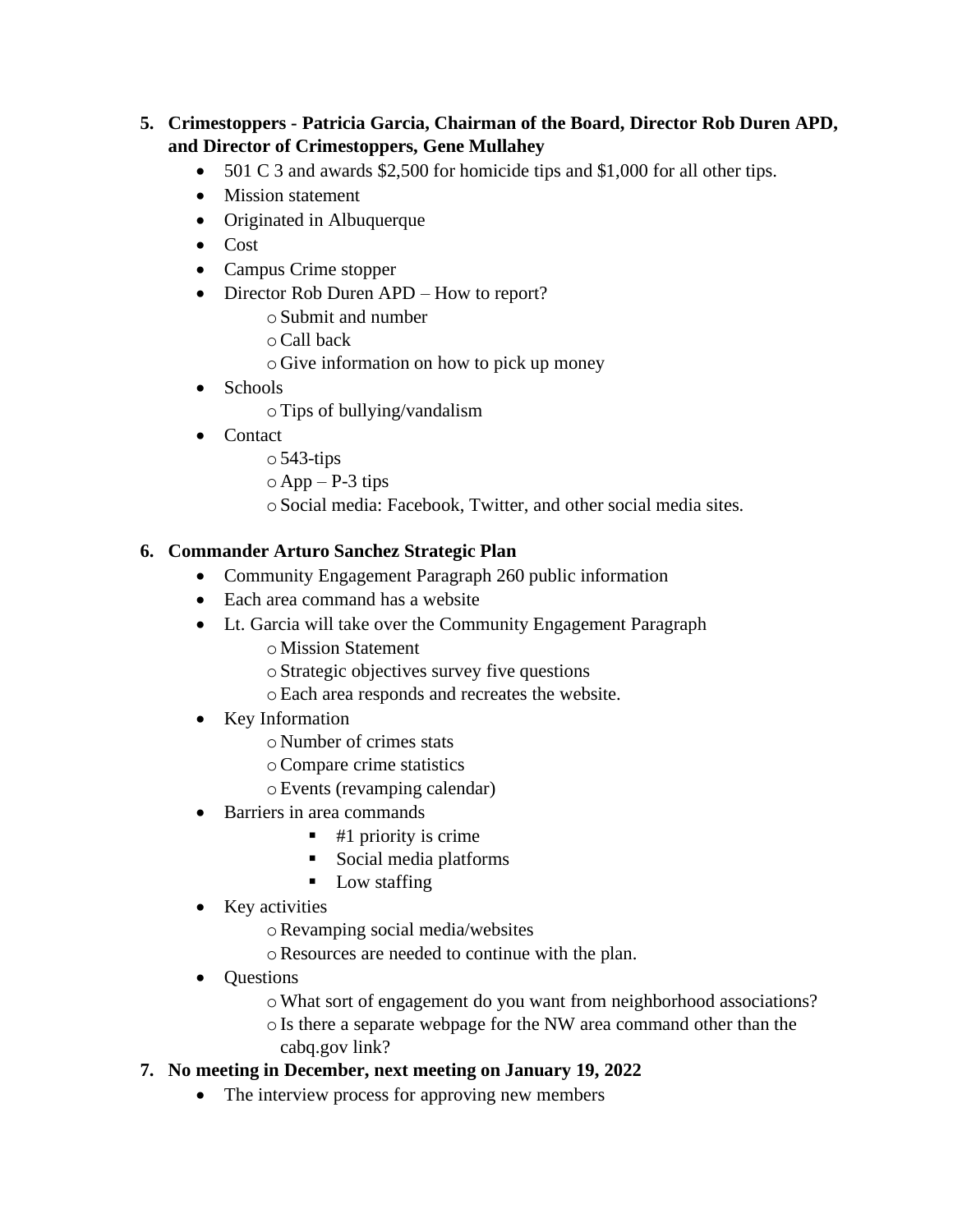5. **Crimestoppers - Patricia Garcia, Chairman of the Board, Director Rob Duren APD, and Director of Crimestoppers, Gene Mullahey**
   - 501 C 3 and awards $2,500 for homicide tips and $1,000 for all other tips.
   - Mission statement
   - Originated in Albuquerque
   - Cost
   - Campus Crime stopper
   - Director Rob Duren APD – How to report?
     - Submit and number
     - Call back
     - Give information on how to pick up money
   - Schools
     - Tips of bullying/vandalism
   - Contact
     - 543-tips
     - App – P-3 tips
     - Social media: Facebook, Twitter, and other social media sites.

6. **Commander Arturo Sanchez Strategic Plan**
   - Community Engagement Paragraph 260 public information
   - Each area command has a website
   - Lt. Garcia will take over the Community Engagement Paragraph
     - Mission Statement
     - Strategic objectives survey five questions
     - Each area responds and recreates the website.
   - Key Information
     - Number of crimes stats
     - Compare crime statistics
     - Events (revamping calendar)
   - Barriers in area commands
     - #1 priority is crime
     - Social media platforms
     - Low staffing
   - Key activities
     - Revamping social media/websites
     - Resources are needed to continue with the plan.
   - Questions
     - What sort of engagement do you want from neighborhood associations?
     - Is there a separate webpage for the NW area command other than the cabq.gov link?

7. **No meeting in December, next meeting on January 19, 2022**
   - The interview process for approving new members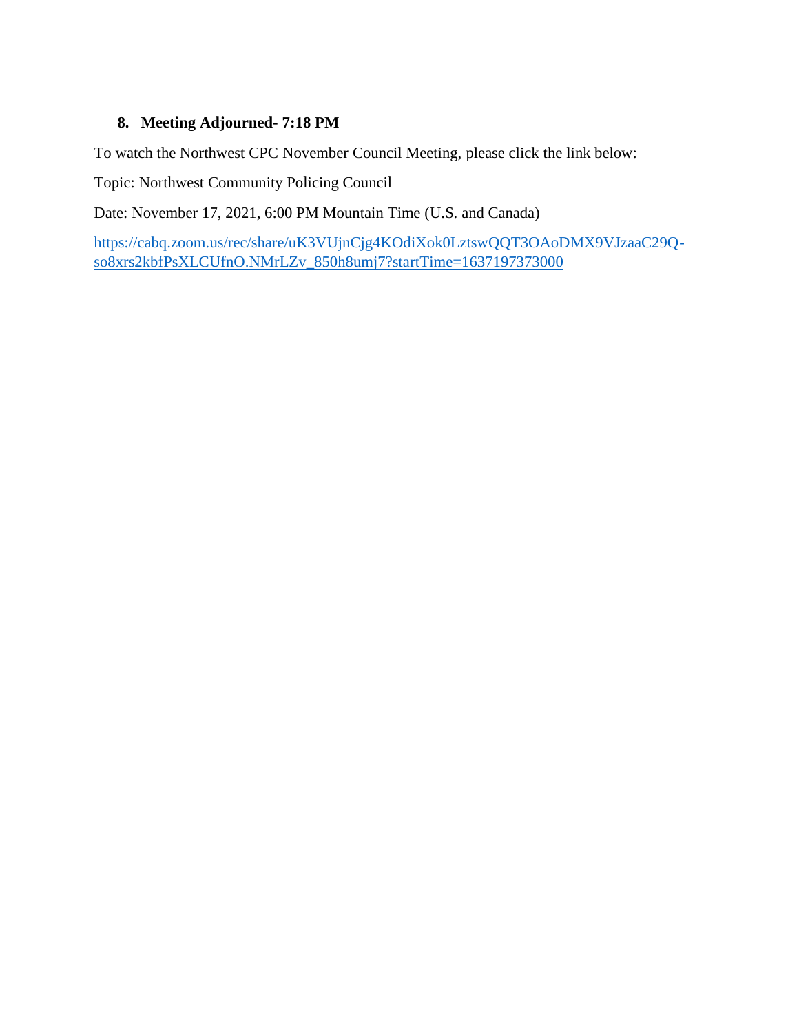8. **Meeting Adjourned- 7:18 PM**

To watch the Northwest CPC November Council Meeting, please click the link below:

Topic: Northwest Community Policing Council

Date: November 17, 2021, 6:00 PM Mountain Time (U.S. and Canada)

https://cabq.zoom.us/rec/share/uK3VUjnCjg4KOdiXok0LztswQQT3OAoDMX9VJzaaC29Q-so8xrs2kbfPsXLCUfnO.NMrLZv_850h8umj7?startTime=1637197373000